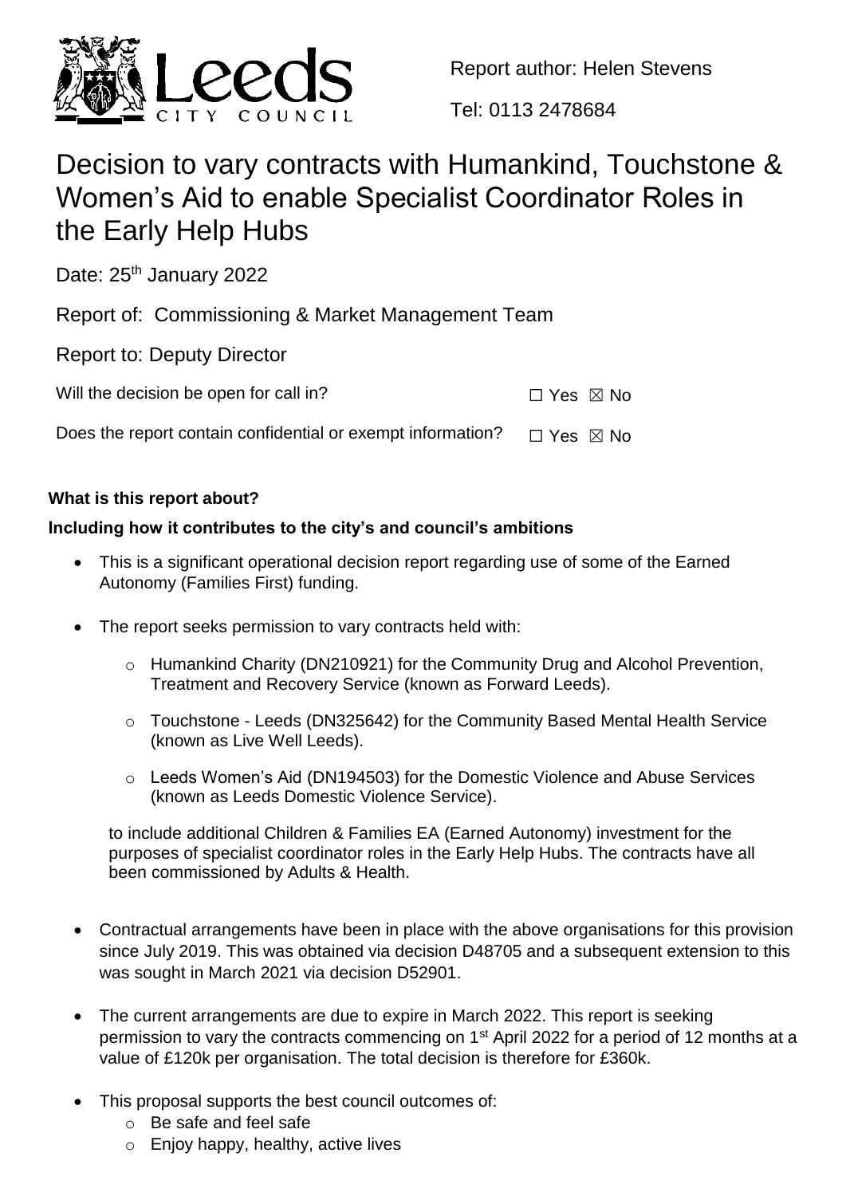Report author: Helen Stevens

Tel: 0113 2478684

# Decision to vary contracts with Humankind, Touchstone & Women's Aid to enable Specialist Coordinator Roles in the Early Help Hubs

Date: 25th January 2022

Report of: Commissioning & Market Management Team

Report to: Deputy Director

Will the decision be open for call in? ☐ Yes ☒ No

Does the report contain confidential or exempt information? ☐ Yes ☒ No

**What is this report about?**

**Including how it contributes to the city's and council's ambitions**

- This is a significant operational decision report regarding use of some of the Earned Autonomy (Families First) funding.
- The report seeks permission to vary contracts held with:
  - Humankind Charity (DN210921) for the Community Drug and Alcohol Prevention, Treatment and Recovery Service (known as Forward Leeds).
  - Touchstone - Leeds (DN325642) for the Community Based Mental Health Service (known as Live Well Leeds).
  - Leeds Women's Aid (DN194503) for the Domestic Violence and Abuse Services (known as Leeds Domestic Violence Service).

  to include additional Children & Families EA (Earned Autonomy) investment for the purposes of specialist coordinator roles in the Early Help Hubs. The contracts have all been commissioned by Adults & Health.

- Contractual arrangements have been in place with the above organisations for this provision since July 2019. This was obtained via decision D48705 and a subsequent extension to this was sought in March 2021 via decision D52901.
- The current arrangements are due to expire in March 2022. This report is seeking permission to vary the contracts commencing on 1st April 2022 for a period of 12 months at a value of £120k per organisation. The total decision is therefore for £360k.
- This proposal supports the best council outcomes of:
  - Be safe and feel safe
  - Enjoy happy, healthy, active lives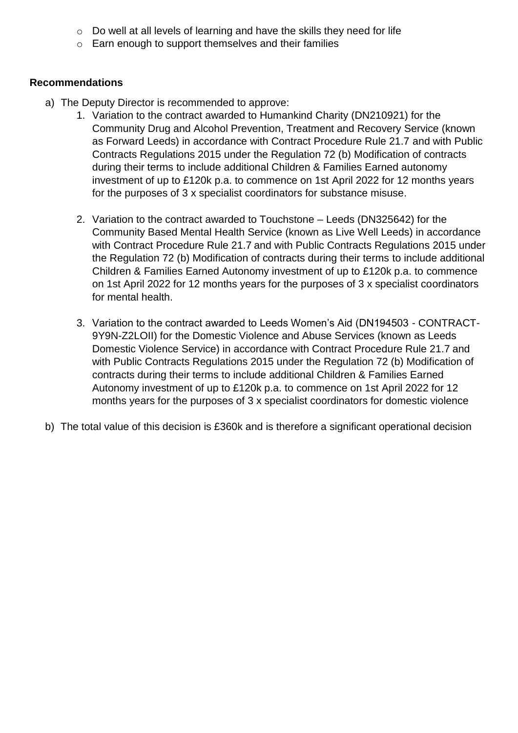- Do well at all levels of learning and have the skills they need for life
- Earn enough to support themselves and their families

**Recommendations**

a) The Deputy Director is recommended to approve:

1. Variation to the contract awarded to Humankind Charity (DN210921) for the Community Drug and Alcohol Prevention, Treatment and Recovery Service (known as Forward Leeds) in accordance with Contract Procedure Rule 21.7 and with Public Contracts Regulations 2015 under the Regulation 72 (b) Modification of contracts during their terms to include additional Children & Families Earned autonomy investment of up to £120k p.a. to commence on 1st April 2022 for 12 months years for the purposes of 3 x specialist coordinators for substance misuse.

2. Variation to the contract awarded to Touchstone – Leeds (DN325642) for the Community Based Mental Health Service (known as Live Well Leeds) in accordance with Contract Procedure Rule 21.7 and with Public Contracts Regulations 2015 under the Regulation 72 (b) Modification of contracts during their terms to include additional Children & Families Earned Autonomy investment of up to £120k p.a. to commence on 1st April 2022 for 12 months years for the purposes of 3 x specialist coordinators for mental health.

3. Variation to the contract awarded to Leeds Women's Aid (DN194503 - CONTRACT-9Y9N-Z2LOII) for the Domestic Violence and Abuse Services (known as Leeds Domestic Violence Service) in accordance with Contract Procedure Rule 21.7 and with Public Contracts Regulations 2015 under the Regulation 72 (b) Modification of contracts during their terms to include additional Children & Families Earned Autonomy investment of up to £120k p.a. to commence on 1st April 2022 for 12 months years for the purposes of 3 x specialist coordinators for domestic violence

b) The total value of this decision is £360k and is therefore a significant operational decision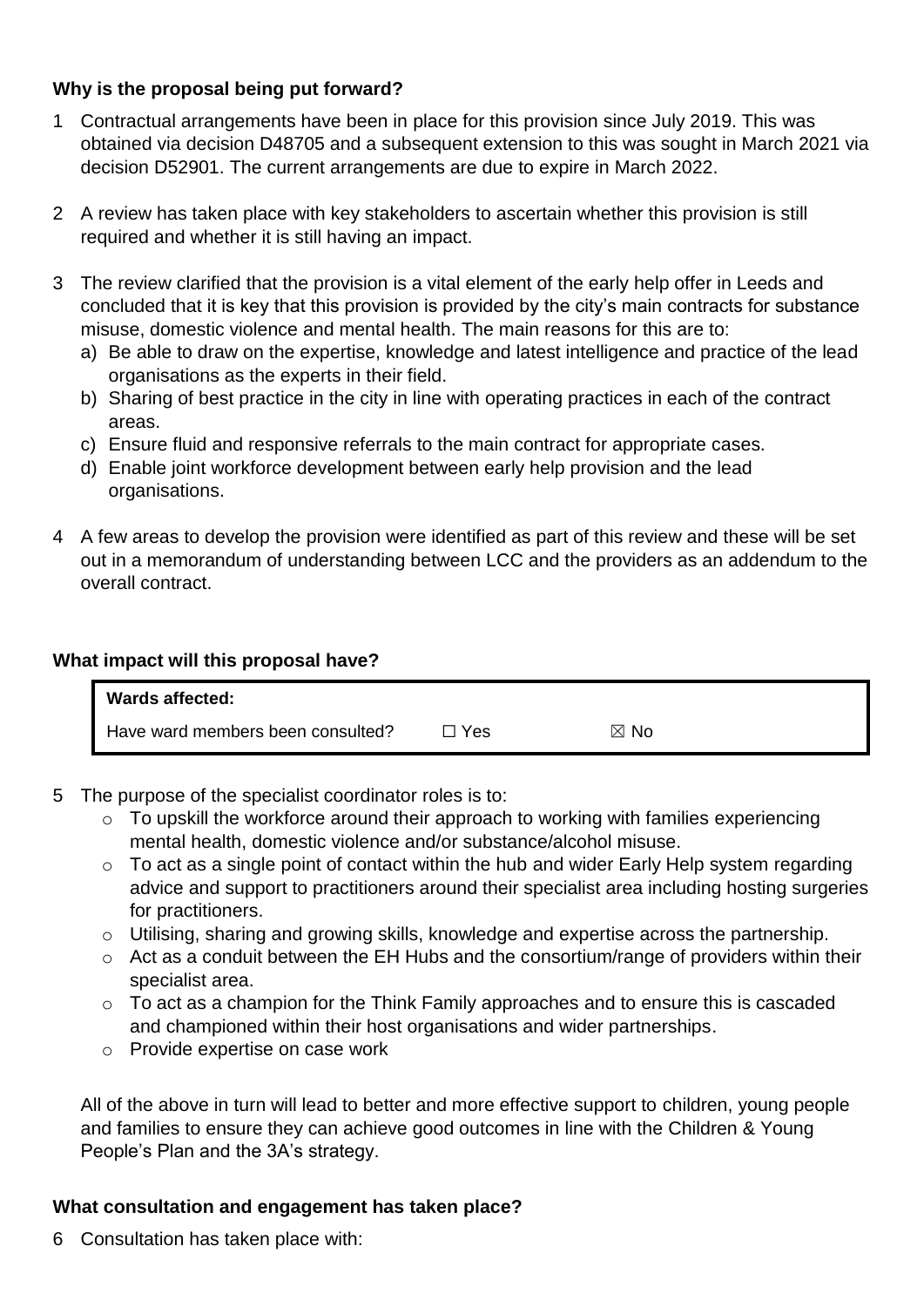**Why is the proposal being put forward?**

1. Contractual arrangements have been in place for this provision since July 2019. This was obtained via decision D48705 and a subsequent extension to this was sought in March 2021 via decision D52901. The current arrangements are due to expire in March 2022.

2. A review has taken place with key stakeholders to ascertain whether this provision is still required and whether it is still having an impact.

3. The review clarified that the provision is a vital element of the early help offer in Leeds and concluded that it is key that this provision is provided by the city's main contracts for substance misuse, domestic violence and mental health. The main reasons for this are to:
   a) Be able to draw on the expertise, knowledge and latest intelligence and practice of the lead organisations as the experts in their field.
   b) Sharing of best practice in the city in line with operating practices in each of the contract areas.
   c) Ensure fluid and responsive referrals to the main contract for appropriate cases.
   d) Enable joint workforce development between early help provision and the lead organisations.

4. A few areas to develop the provision were identified as part of this review and these will be set out in a memorandum of understanding between LCC and the providers as an addendum to the overall contract.

**What impact will this proposal have?**

| **Wards affected:** | | |
|---|---|---|
| Have ward members been consulted? | ☐ Yes | ☒ No |

5. The purpose of the specialist coordinator roles is to:
   - To upskill the workforce around their approach to working with families experiencing mental health, domestic violence and/or substance/alcohol misuse.
   - To act as a single point of contact within the hub and wider Early Help system regarding advice and support to practitioners around their specialist area including hosting surgeries for practitioners.
   - Utilising, sharing and growing skills, knowledge and expertise across the partnership.
   - Act as a conduit between the EH Hubs and the consortium/range of providers within their specialist area.
   - To act as a champion for the Think Family approaches and to ensure this is cascaded and championed within their host organisations and wider partnerships.
   - Provide expertise on case work

   All of the above in turn will lead to better and more effective support to children, young people and families to ensure they can achieve good outcomes in line with the Children & Young People's Plan and the 3A's strategy.

**What consultation and engagement has taken place?**

6. Consultation has taken place with: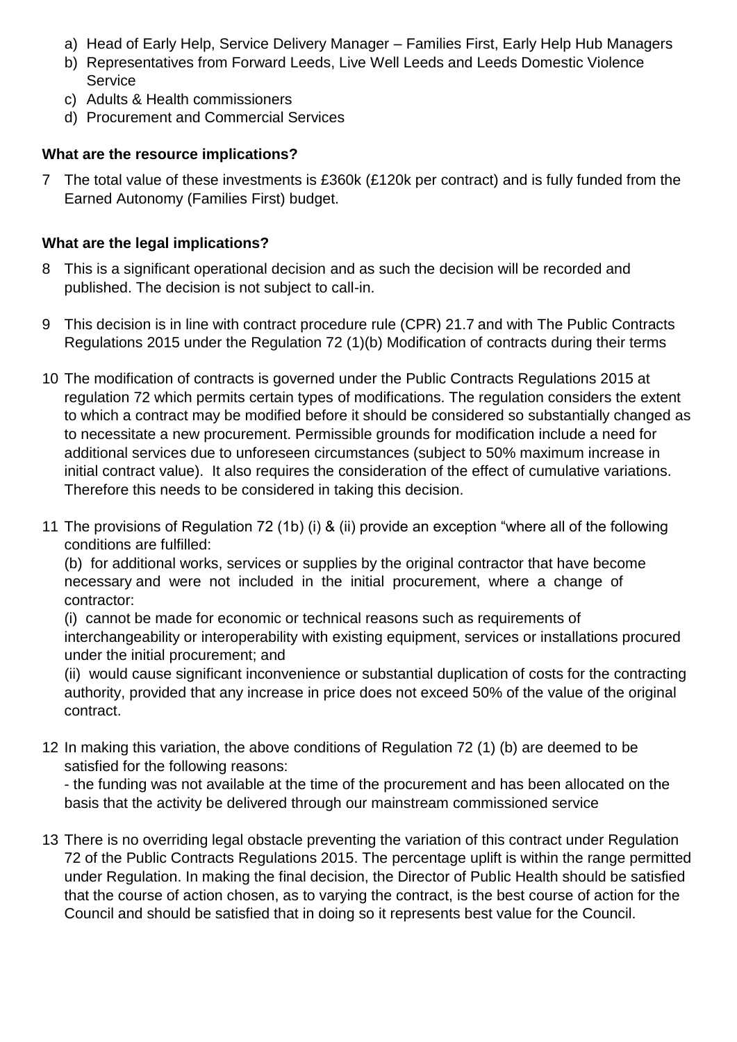a) Head of Early Help, Service Delivery Manager – Families First, Early Help Hub Managers
b) Representatives from Forward Leeds, Live Well Leeds and Leeds Domestic Violence Service
c) Adults & Health commissioners
d) Procurement and Commercial Services

**What are the resource implications?**

7 The total value of these investments is £360k (£120k per contract) and is fully funded from the Earned Autonomy (Families First) budget.

**What are the legal implications?**

8 This is a significant operational decision and as such the decision will be recorded and published. The decision is not subject to call-in.

9 This decision is in line with contract procedure rule (CPR) 21.7 and with The Public Contracts Regulations 2015 under the Regulation 72 (1)(b) Modification of contracts during their terms

10 The modification of contracts is governed under the Public Contracts Regulations 2015 at regulation 72 which permits certain types of modifications. The regulation considers the extent to which a contract may be modified before it should be considered so substantially changed as to necessitate a new procurement. Permissible grounds for modification include a need for additional services due to unforeseen circumstances (subject to 50% maximum increase in initial contract value). It also requires the consideration of the effect of cumulative variations. Therefore this needs to be considered in taking this decision.

11 The provisions of Regulation 72 (1b) (i) & (ii) provide an exception "where all of the following conditions are fulfilled:
(b) for additional works, services or supplies by the original contractor that have become necessary and were not included in the initial procurement, where a change of contractor:
(i) cannot be made for economic or technical reasons such as requirements of interchangeability or interoperability with existing equipment, services or installations procured under the initial procurement; and
(ii) would cause significant inconvenience or substantial duplication of costs for the contracting authority, provided that any increase in price does not exceed 50% of the value of the original contract.

12 In making this variation, the above conditions of Regulation 72 (1) (b) are deemed to be satisfied for the following reasons:
- the funding was not available at the time of the procurement and has been allocated on the basis that the activity be delivered through our mainstream commissioned service

13 There is no overriding legal obstacle preventing the variation of this contract under Regulation 72 of the Public Contracts Regulations 2015. The percentage uplift is within the range permitted under Regulation. In making the final decision, the Director of Public Health should be satisfied that the course of action chosen, as to varying the contract, is the best course of action for the Council and should be satisfied that in doing so it represents best value for the Council.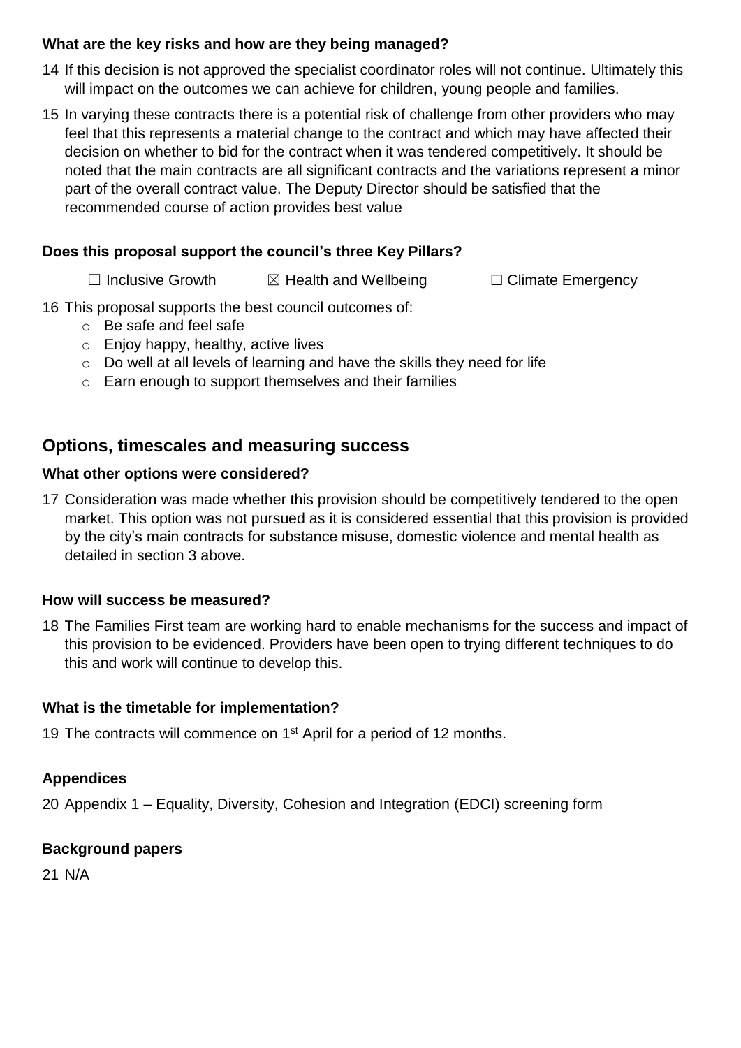### What are the key risks and how are they being managed?

14 If this decision is not approved the specialist coordinator roles will not continue. Ultimately this will impact on the outcomes we can achieve for children, young people and families.

15 In varying these contracts there is a potential risk of challenge from other providers who may feel that this represents a material change to the contract and which may have affected their decision on whether to bid for the contract when it was tendered competitively. It should be noted that the main contracts are all significant contracts and the variations represent a minor part of the overall contract value. The Deputy Director should be satisfied that the recommended course of action provides best value

### Does this proposal support the council's three Key Pillars?

☐ Inclusive Growth ☒ Health and Wellbeing ☐ Climate Emergency

16 This proposal supports the best council outcomes of:

- Be safe and feel safe
- Enjoy happy, healthy, active lives
- Do well at all levels of learning and have the skills they need for life
- Earn enough to support themselves and their families

## Options, timescales and measuring success

### What other options were considered?

17 Consideration was made whether this provision should be competitively tendered to the open market. This option was not pursued as it is considered essential that this provision is provided by the city's main contracts for substance misuse, domestic violence and mental health as detailed in section 3 above.

### How will success be measured?

18 The Families First team are working hard to enable mechanisms for the success and impact of this provision to be evidenced. Providers have been open to trying different techniques to do this and work will continue to develop this.

### What is the timetable for implementation?

19 The contracts will commence on 1st April for a period of 12 months.

### Appendices

20 Appendix 1 – Equality, Diversity, Cohesion and Integration (EDCI) screening form

### Background papers

21 N/A